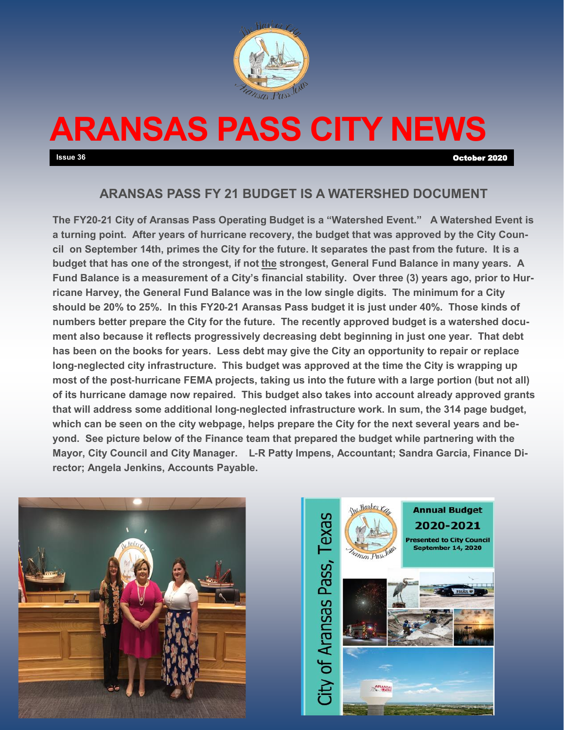# ARANSAS PASS CITY NEWS

**Issue 36** **October 2020**

## ARANSAS PASS FY 21 BUDGET IS A WATERSHED DOCUMENT

**The FY20-21 City of Aransas Pass Operating Budget is a "Watershed Event." A Watershed Event is a turning point. After years of hurricane recovery, the budget that was approved by the City Council on September 14th, primes the City for the future. It separates the past from the future. It is a budget that has one of the strongest, if not the strongest, General Fund Balance in many years. A Fund Balance is a measurement of a City's financial stability. Over three (3) years ago, prior to Hurricane Harvey, the General Fund Balance was in the low single digits. The minimum for a City should be 20% to 25%. In this FY20-21 Aransas Pass budget it is just under 40%. Those kinds of numbers better prepare the City for the future. The recently approved budget is a watershed document also because it reflects progressively decreasing debt beginning in just one year. That debt has been on the books for years. Less debt may give the City an opportunity to repair or replace long-neglected city infrastructure. This budget was approved at the time the City is wrapping up most of the post-hurricane FEMA projects, taking us into the future with a large portion (but not all) of its hurricane damage now repaired. This budget also takes into account already approved grants that will address some additional long-neglected infrastructure work. In sum, the 314 page budget, which can be seen on the city webpage, helps prepare the City for the next several years and beyond. See picture below of the Finance team that prepared the budget while partnering with the Mayor, City Council and City Manager. L-R Patty Impens, Accountant; Sandra Garcia, Finance Director; Angela Jenkins, Accounts Payable.**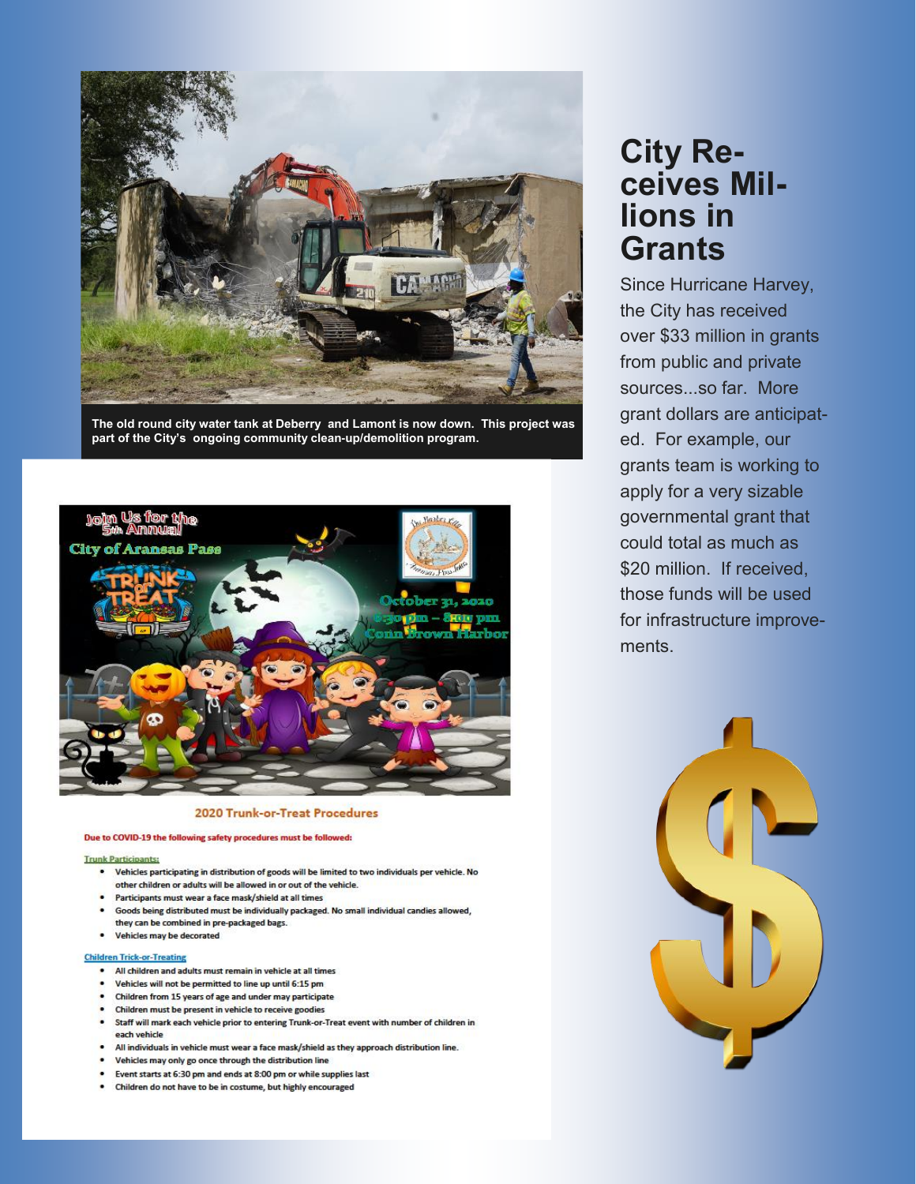The old round city water tank at Deberry and Lamont is now down. This project was part of the City's ongoing community clean-up/demolition program.

# City Receives Millions in Grants

Since Hurricane Harvey, the City has received over $33 million in grants from public and private sources...so far. More grant dollars are anticipated. For example, our grants team is working to apply for a very sizable governmental grant that could total as much as $20 million. If received, those funds will be used for infrastructure improvements.

Join Us for the 5th Annual City of Aransas Pass

TRUNK or TREAT

October 31, 2020
6:30 pm – 8:00 pm
Conn Brown Harbor

## 2020 Trunk-or-Treat Procedures

**Due to COVID-19 the following safety procedures must be followed:**

**Trunk Participants:**

- Vehicles participating in distribution of goods will be limited to two individuals per vehicle. No other children or adults will be allowed in or out of the vehicle.
- Participants must wear a face mask/shield at all times
- Goods being distributed must be individually packaged. No small individual candies allowed, they can be combined in pre-packaged bags.
- Vehicles may be decorated

**Children Trick-or-Treating**

- All children and adults must remain in vehicle at all times
- Vehicles will not be permitted to line up until 6:15 pm
- Children from 15 years of age and under may participate
- Children must be present in vehicle to receive goodies
- Staff will mark each vehicle prior to entering Trunk-or-Treat event with number of children in each vehicle
- All individuals in vehicle must wear a face mask/shield as they approach distribution line.
- Vehicles may only go once through the distribution line
- Event starts at 6:30 pm and ends at 8:00 pm or while supplies last
- Children do not have to be in costume, but highly encouraged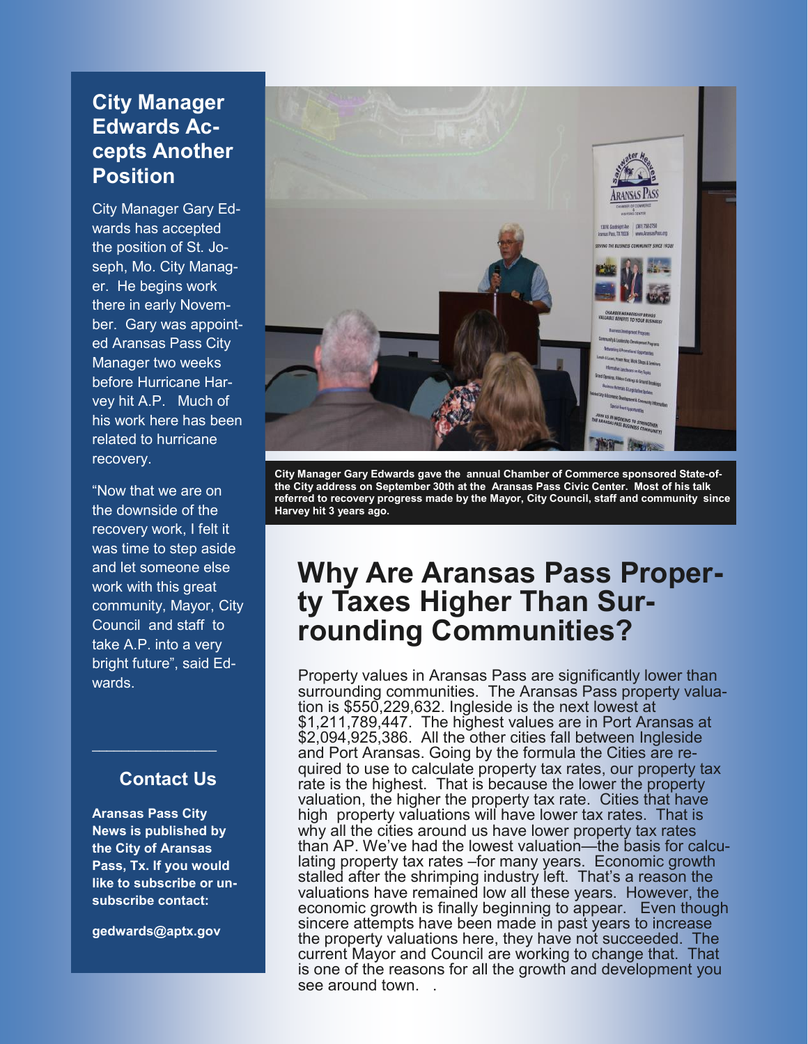## City Manager Edwards Accepts Another Position

City Manager Gary Edwards has accepted the position of St. Joseph, Mo. City Manager. He begins work there in early November. Gary was appointed Aransas Pass City Manager two weeks before Hurricane Harvey hit A.P. Much of his work here has been related to hurricane recovery.

"Now that we are on the downside of the recovery work, I felt it was time to step aside and let someone else work with this great community, Mayor, City Council and staff to take A.P. into a very bright future", said Edwards.

---

### Contact Us

**Aransas Pass City News is published by the City of Aransas Pass, Tx. If you would like to subscribe or unsubscribe contact:**

**gedwards@aptx.gov**

**City Manager Gary Edwards gave the annual Chamber of Commerce sponsored State-of-the City address on September 30th at the Aransas Pass Civic Center. Most of his talk referred to recovery progress made by the Mayor, City Council, staff and community since Harvey hit 3 years ago.**

# Why Are Aransas Pass Property Taxes Higher Than Surrounding Communities?

Property values in Aransas Pass are significantly lower than surrounding communities. The Aransas Pass property valuation is $550,229,632. Ingleside is the next lowest at $1,211,789,447. The highest values are in Port Aransas at $2,094,925,386. All the other cities fall between Ingleside and Port Aransas. Going by the formula the Cities are required to use to calculate property tax rates, our property tax rate is the highest. That is because the lower the property valuation, the higher the property tax rate. Cities that have high property valuations will have lower tax rates. That is why all the cities around us have lower property tax rates than AP. We've had the lowest valuation—the basis for calculating property tax rates –for many years. Economic growth stalled after the shrimping industry left. That's a reason the valuations have remained low all these years. However, the economic growth is finally beginning to appear. Even though sincere attempts have been made in past years to increase the property valuations here, they have not succeeded. The current Mayor and Council are working to change that. That is one of the reasons for all the growth and development you see around town. .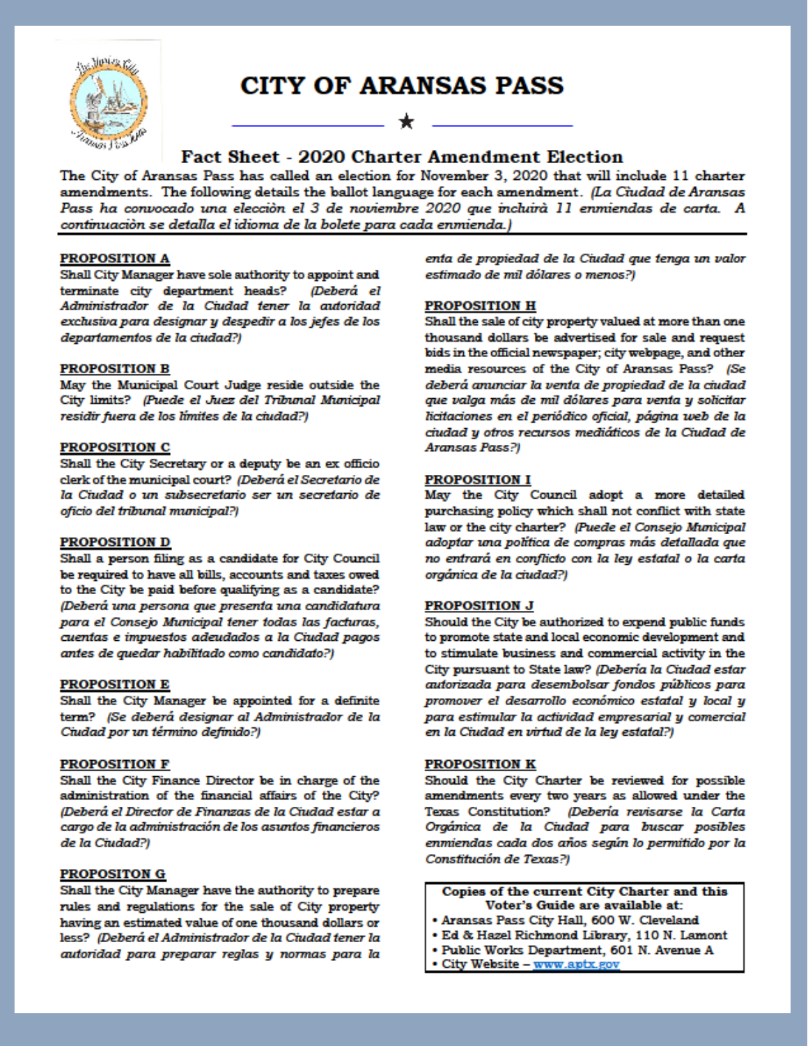# CITY OF ARANSAS PASS

★

## Fact Sheet - 2020 Charter Amendment Election

The City of Aransas Pass has called an election for November 3, 2020 that will include 11 charter amendments. The following details the ballot language for each amendment. *(La Ciudad de Aransas Pass ha convocado una elecciòn el 3 de noviembre 2020 que incluirà 11 enmiendas de carta. A continuaciòn se detalla el idioma de la bolete para cada enmienda.)*

**PROPOSITION A**

Shall City Manager have sole authority to appoint and terminate city department heads? *(Deberá el Administrador de la Ciudad tener la autoridad exclusiva para designar y despedir a los jefes de los departamentos de la ciudad?)*

**PROPOSITION B**

May the Municipal Court Judge reside outside the City limits? *(Puede el Juez del Tribunal Municipal residir fuera de los límites de la ciudad?)*

**PROPOSITION C**

Shall the City Secretary or a deputy be an ex officio clerk of the municipal court? *(Deberá el Secretario de la Ciudad o un subsecretario ser un secretario de oficio del tribunal municipal?)*

**PROPOSITION D**

Shall a person filing as a candidate for City Council be required to have all bills, accounts and taxes owed to the City be paid before qualifying as a candidate? *(Deberá una persona que presenta una candidatura para el Consejo Municipal tener todas las facturas, cuentas e impuestos adeudados a la Ciudad pagos antes de quedar habilitado como candidato?)*

**PROPOSITION E**

Shall the City Manager be appointed for a definite term? *(Se deberá designar al Administrador de la Ciudad por un término definido?)*

**PROPOSITION F**

Shall the City Finance Director be in charge of the administration of the financial affairs of the City? *(Deberá el Director de Finanzas de la Ciudad estar a cargo de la administración de los asuntos financieros de la Ciudad?)*

**PROPOSITON G**

Shall the City Manager have the authority to prepare rules and regulations for the sale of City property having an estimated value of one thousand dollars or less? *(Deberá el Administrador de la Ciudad tener la autoridad para preparar reglas y normas para la enta de propiedad de la Ciudad que tenga un valor estimado de mil dólares o menos?)*

**PROPOSITION H**

Shall the sale of city property valued at more than one thousand dollars be advertised for sale and request bids in the official newspaper; city webpage, and other media resources of the City of Aransas Pass? *(Se deberá anunciar la venta de propiedad de la ciudad que valga más de mil dólares para venta y solicitar licitaciones en el periódico oficial, página web de la ciudad y otros recursos mediáticos de la Ciudad de Aransas Pass?)*

**PROPOSITION I**

May the City Council adopt a more detailed purchasing policy which shall not conflict with state law or the city charter? *(Puede el Consejo Municipal adoptar una política de compras más detallada que no entrará en conflicto con la ley estatal o la carta orgánica de la ciudad?)*

**PROPOSITION J**

Should the City be authorized to expend public funds to promote state and local economic development and to stimulate business and commercial activity in the City pursuant to State law? *(Debería la Ciudad estar autorizada para desembolsar fondos públicos para promover el desarrollo económico estatal y local y para estimular la actividad empresarial y comercial en la Ciudad en virtud de la ley estatal?)*

**PROPOSITION K**

Should the City Charter be reviewed for possible amendments every two years as allowed under the Texas Constitution? *(Debería revisarse la Carta Orgánica de la Ciudad para buscar posibles enmiendas cada dos años según lo permitido por la Constitución de Texas?)*

**Copies of the current City Charter and this Voter's Guide are available at:**

- Aransas Pass City Hall, 600 W. Cleveland
- Ed & Hazel Richmond Library, 110 N. Lamont
- Public Works Department, 601 N. Avenue A
- City Website – www.aptx.gov